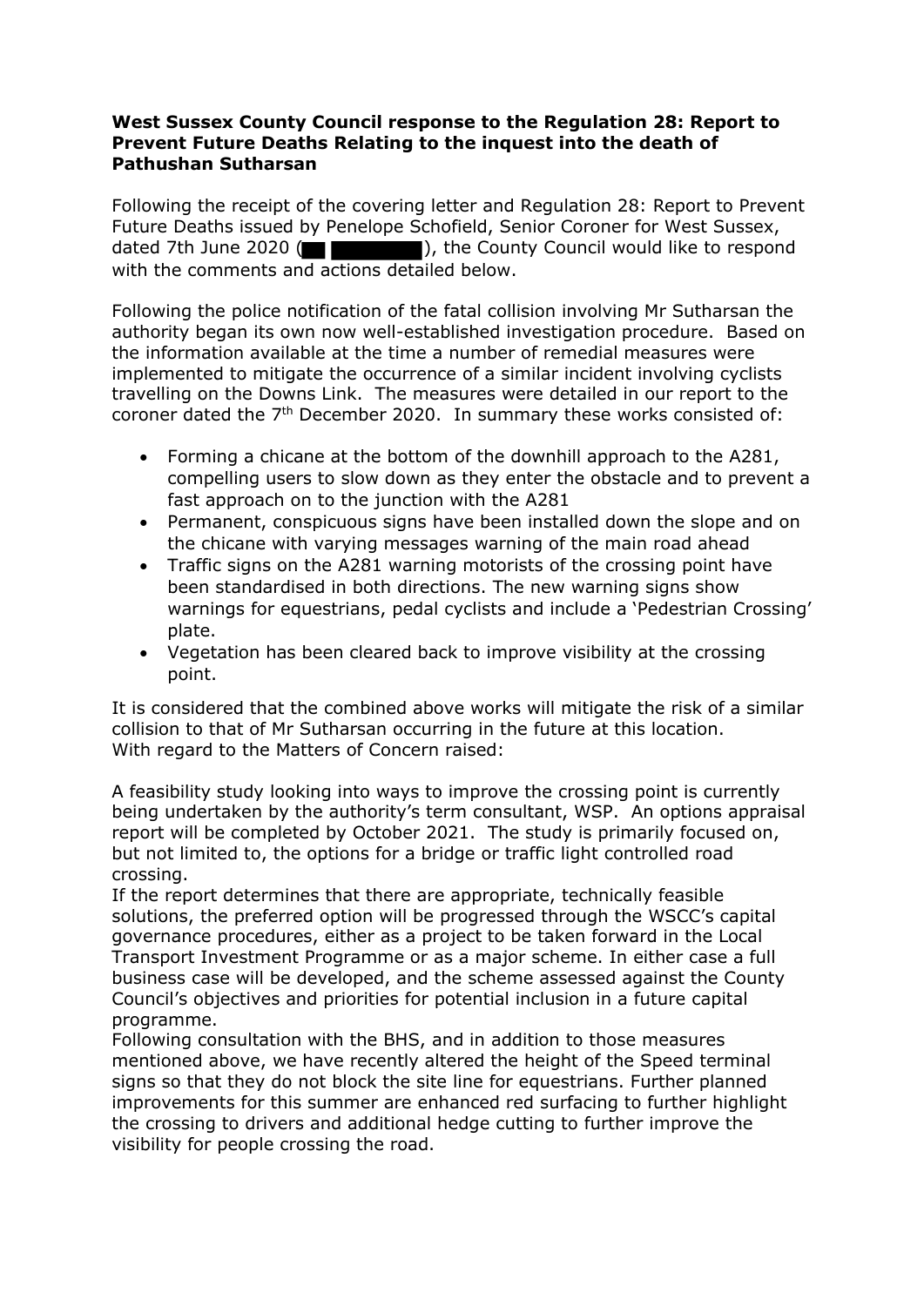**West Sussex County Council response to the Regulation 28: Report to Prevent Future Deaths Relating to the inquest into the death of Pathushan Sutharsan**

Following the receipt of the covering letter and Regulation 28: Report to Prevent Future Deaths issued by Penelope Schofield, Senior Coroner for West Sussex, dated 7th June 2020 (██ ████████), the County Council would like to respond with the comments and actions detailed below.

Following the police notification of the fatal collision involving Mr Sutharsan the authority began its own now well-established investigation procedure. Based on the information available at the time a number of remedial measures were implemented to mitigate the occurrence of a similar incident involving cyclists travelling on the Downs Link. The measures were detailed in our report to the coroner dated the 7th December 2020. In summary these works consisted of:

- Forming a chicane at the bottom of the downhill approach to the A281, compelling users to slow down as they enter the obstacle and to prevent a fast approach on to the junction with the A281
- Permanent, conspicuous signs have been installed down the slope and on the chicane with varying messages warning of the main road ahead
- Traffic signs on the A281 warning motorists of the crossing point have been standardised in both directions. The new warning signs show warnings for equestrians, pedal cyclists and include a 'Pedestrian Crossing' plate.
- Vegetation has been cleared back to improve visibility at the crossing point.

It is considered that the combined above works will mitigate the risk of a similar collision to that of Mr Sutharsan occurring in the future at this location.
With regard to the Matters of Concern raised:

A feasibility study looking into ways to improve the crossing point is currently being undertaken by the authority's term consultant, WSP. An options appraisal report will be completed by October 2021. The study is primarily focused on, but not limited to, the options for a bridge or traffic light controlled road crossing.
If the report determines that there are appropriate, technically feasible solutions, the preferred option will be progressed through the WSCC's capital governance procedures, either as a project to be taken forward in the Local Transport Investment Programme or as a major scheme. In either case a full business case will be developed, and the scheme assessed against the County Council's objectives and priorities for potential inclusion in a future capital programme.
Following consultation with the BHS, and in addition to those measures mentioned above, we have recently altered the height of the Speed terminal signs so that they do not block the site line for equestrians. Further planned improvements for this summer are enhanced red surfacing to further highlight the crossing to drivers and additional hedge cutting to further improve the visibility for people crossing the road.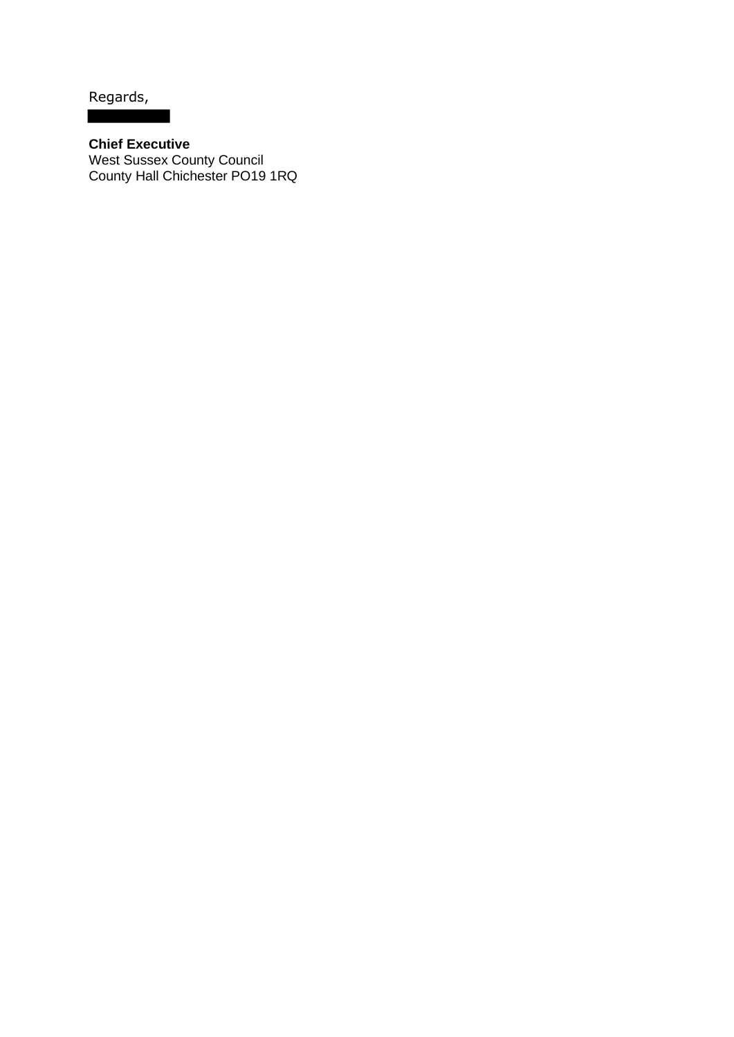Regards,

**Chief Executive**
West Sussex County Council
County Hall Chichester PO19 1RQ